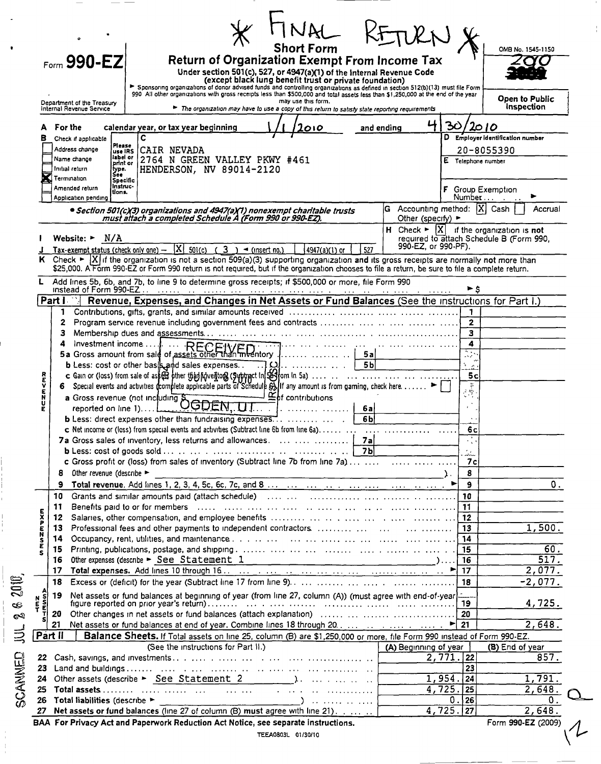\* FINAL RETURN \*

Form **990-EZ**

Department of the Treasury
Internal Revenue Service

# Short Form
# Return of Organization Exempt From Income Tax

**Under section 501(c), 527, or 4947(a)(1) of the Internal Revenue Code (except black lung benefit trust or private foundation)**

► Sponsoring organizations of donor advised funds and controlling organizations as defined in section 512(b)(13) must file Form 990. All other organizations with gross receipts less than $500,000 and total assets less than $1,250,000 at the end of the year may use this form.

► *The organization may have to use a copy of this return to satisfy state reporting requirements*

OMB No. 1545-1150

2010

**Open to Public Inspection**

**A** For the calendar year, or tax year beginning 1/1/2010 and ending 4/30/2010

**B** Check if applicable:
- [ ] Address change
- [ ] Name change
- [ ] Initial return
- [X] Termination
- [ ] Amended return
- [ ] Application pending

**C**
CAIR NEVADA
2764 N GREEN VALLEY PKWY #461
HENDERSON, NV 89014-2120

**D** Employer identification number: 20-8055390

**E** Telephone number

**F** Group Exemption Number ►

• *Section 501(c)(3) organizations and 4947(a)(1) nonexempt charitable trusts must attach a completed Schedule A (Form 990 or 990-EZ).*

**G** Accounting method: [X] Cash [ ] Accrual  Other (specify) ►

**H** Check ► [X] if the organization is **not** required to attach Schedule B (Form 990, 990-EZ, or 990-PF).

**I** Website: ► N/A

**J** Tax-exempt status (check only one) — [X] 501(c) ( 3 ) ◄ (insert no.) [ ] 4947(a)(1) or [ ] 527

**K** Check ► [X] if the organization is not a section 509(a)(3) supporting organization and its gross receipts are normally not more than $25,000. A Form 990-EZ or Form 990 return is not required, but if the organization chooses to file a return, be sure to file a complete return.

**L** Add lines 5b, 6b, and 7b, to line 9 to determine gross receipts; if $500,000 or more, file Form 990 instead of Form 990-EZ ► $

## Part I — Revenue, Expenses, and Changes in Net Assets or Fund Balances (See the instructions for Part I.)

| Line | Description | | | Line | Amount |
|---|---|---|---|---|---|
| 1 | Contributions, gifts, grants, and similar amounts received | | | 1 | |
| 2 | Program service revenue including government fees and contracts | | | 2 | |
| 3 | Membership dues and assessments | | | 3 | |
| 4 | Investment income | | | 4 | |
| 5a | Gross amount from sale of assets other than inventory | 5a | | | |
| b | Less: cost or other basis and sales expenses | 5b | | | |
| c | Gain or (loss) from sale of assets other than inventory (Subtract line 5b from line 5a) | | | 5c | |
| 6 | Special events and activities (complete applicable parts of Schedule G). If any amount is from gaming, check here ► [ ] | | | | |
| a | Gross revenue (not including $ of contributions reported on line 1) | 6a | | | |
| b | Less: direct expenses other than fundraising expenses | 6b | | | |
| c | Net income or (loss) from special events and activities (Subtract line 6b from line 6a) | | | 6c | |
| 7a | Gross sales of inventory, less returns and allowances | 7a | | | |
| b | Less: cost of goods sold | 7b | | | |
| c | Gross profit or (loss) from sales of inventory (Subtract line 7b from line 7a) | | | 7c | |
| 8 | Other revenue (describe ► ) | | | 8 | |
| 9 | **Total revenue.** Add lines 1, 2, 3, 4, 5c, 6c, 7c, and 8 ► | | | 9 | 0. |
| 10 | Grants and similar amounts paid (attach schedule) | | | 10 | |
| 11 | Benefits paid to or for members | | | 11 | |
| 12 | Salaries, other compensation, and employee benefits | | | 12 | |
| 13 | Professional fees and other payments to independent contractors | | | 13 | 1,500. |
| 14 | Occupancy, rent, utilities, and maintenance | | | 14 | |
| 15 | Printing, publications, postage, and shipping | | | 15 | 60. |
| 16 | Other expenses (describe ► See Statement 1) | | | 16 | 517. |
| 17 | **Total expenses.** Add lines 10 through 16 ► | | | 17 | 2,077. |
| 18 | Excess or (deficit) for the year (Subtract line 17 from line 9) | | | 18 | -2,077. |
| 19 | Net assets or fund balances at beginning of year (from line 27, column (A)) (must agree with end-of-year figure reported on prior year's return) | | | 19 | 4,725. |
| 20 | Other changes in net assets or fund balances (attach explanation) | | | 20 | |
| 21 | Net assets or fund balances at end of year. Combine lines 18 through 20 ► | | | 21 | 2,648. |

## Part II — Balance Sheets. If Total assets on line 25, column (B) are $1,250,000 or more, file Form 990 instead of Form 990-EZ.

(See the instructions for Part II.)

| Line | Description | (A) Beginning of year | Line | (B) End of year |
|---|---|---|---|---|
| 22 | Cash, savings, and investments | 2,771. | 22 | 857. |
| 23 | Land and buildings | | 23 | |
| 24 | Other assets (describe ► See Statement 2) | 1,954. | 24 | 1,791. |
| 25 | **Total assets** | 4,725. | 25 | 2,648. |
| 26 | **Total liabilities** (describe ► ) | 0. | 26 | 0. |
| 27 | **Net assets or fund balances** (line 27 of column (B) **must** agree with line 21) | 4,725. | 27 | 2,648. |

**BAA For Privacy Act and Paperwork Reduction Act Notice, see separate instructions.** Form 990-EZ (2009)

TEEA0803L 01/30/10

RECEIVED JUN 18 2010 OGDEN, UT

SCANNED JUL 26 2010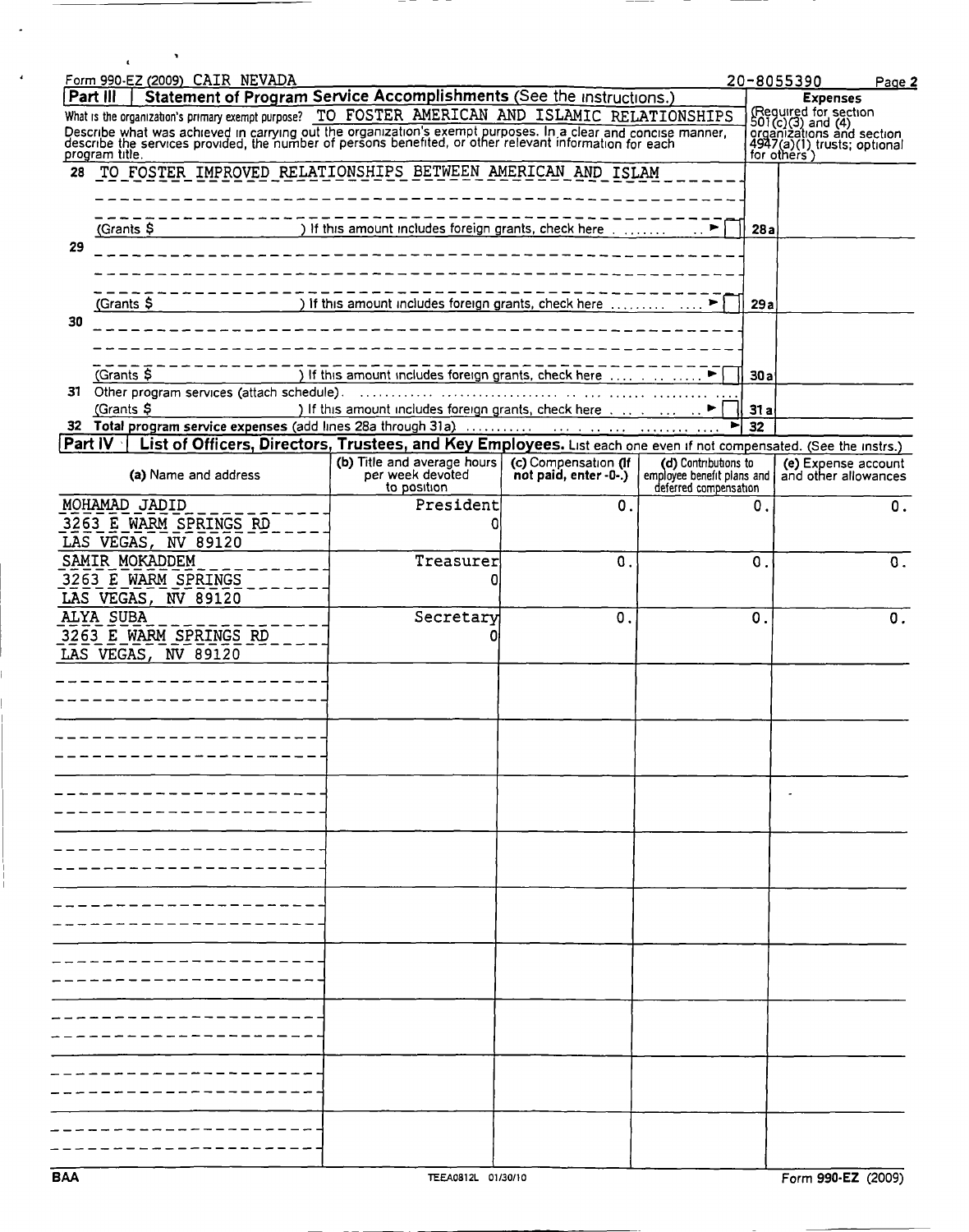Form 990-EZ (2009) CAIR NEVADA 20-8055390 Page 2

**Part III | Statement of Program Service Accomplishments** (See the instructions.)

What is the organization's primary exempt purpose? TO FOSTER AMERICAN AND ISLAMIC RELATIONSHIPS

Describe what was achieved in carrying out the organization's exempt purposes. In a clear and concise manner, describe the services provided, the number of persons benefited, or other relevant information for each program title.

**Expenses** (Required for section 501(c)(3) and (4) organizations and section 4947(a)(1) trusts; optional for others.)

| | | | Expenses |
|---|---|---|---|
| 28 | TO FOSTER IMPROVED RELATIONSHIPS BETWEEN AMERICAN AND ISLAM<br>(Grants $ ) If this amount includes foreign grants, check here ☐ | 28a | |
| 29 | (Grants $ ) If this amount includes foreign grants, check here ☐ | 29a | |
| 30 | (Grants $ ) If this amount includes foreign grants, check here ☐ | 30a | |
| 31 | Other program services (attach schedule)<br>(Grants $ ) If this amount includes foreign grants, check here ☐ | 31a | |
| 32 | **Total program service expenses** (add lines 28a through 31a) | 32 | |

**Part IV | List of Officers, Directors, Trustees, and Key Employees.** List each one even if not compensated. (See the instrs.)

| (a) Name and address | (b) Title and average hours per week devoted to position | (c) Compensation (If not paid, enter -0-.) | (d) Contributions to employee benefit plans and deferred compensation | (e) Expense account and other allowances |
|---|---|---|---|---|
| MOHAMAD JADID<br>3263 E WARM SPRINGS RD<br>LAS VEGAS, NV 89120 | President<br>0 | 0. | 0. | 0. |
| SAMIR MOKADDEM<br>3263 E WARM SPRINGS<br>LAS VEGAS, NV 89120 | Treasurer<br>0 | 0. | 0. | 0. |
| ALYA SUBA<br>3263 E WARM SPRINGS RD<br>LAS VEGAS, NV 89120 | Secretary<br>0 | 0. | 0. | 0. |

BAA TEEA0812L 01/30/10 Form 990-EZ (2009)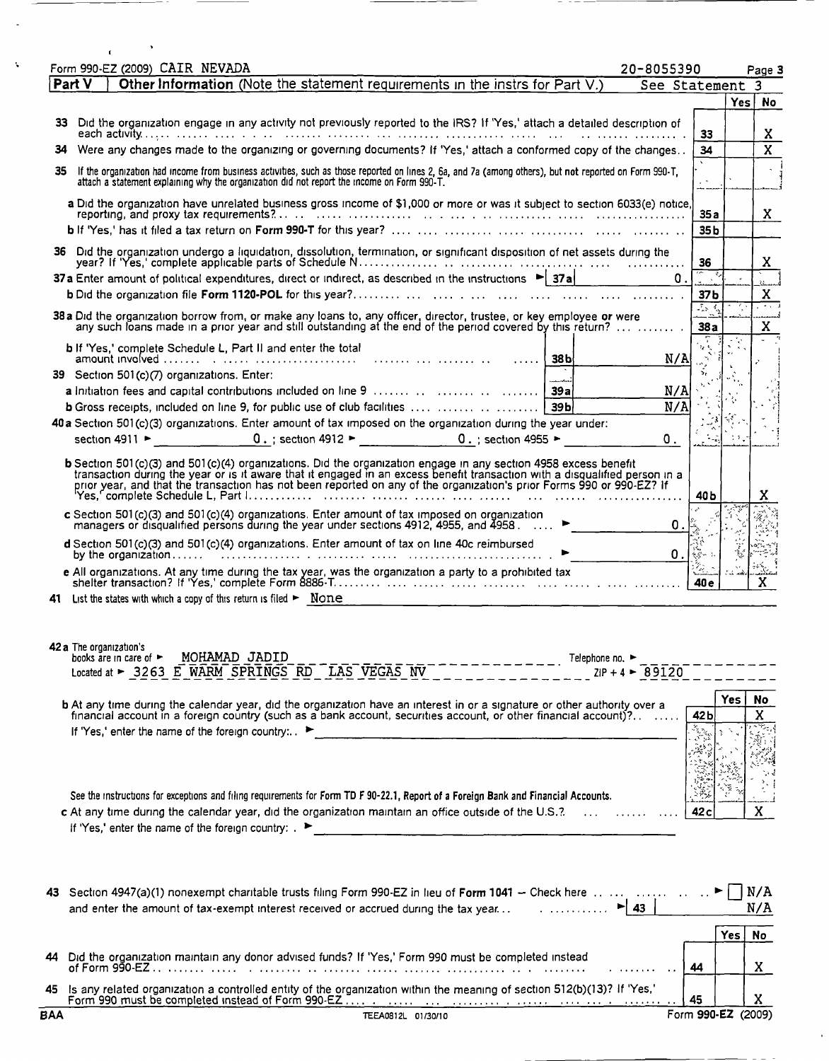Form 990-EZ (2009) CAIR NEVADA 20-8055390 Page 3

**Part V | Other Information** (Note the statement requirements in the instrs for Part V.) See Statement 3

| | | | Yes | No |
|---|---|---|---|---|
| 33 | Did the organization engage in any activity not previously reported to the IRS? If 'Yes,' attach a detailed description of each activity | 33 | | X |
| 34 | Were any changes made to the organizing or governing documents? If 'Yes,' attach a conformed copy of the changes | 34 | | X |
| 35 | If the organization had income from business activities, such as those reported on lines 2, 6a, and 7a (among others), but not reported on Form 990-T, attach a statement explaining why the organization did not report the income on Form 990-T. | | | |
| a | Did the organization have unrelated business gross income of $1,000 or more or was it subject to section 6033(e) notice, reporting, and proxy tax requirements? | 35a | | X |
| b | If 'Yes,' has it filed a tax return on Form 990-T for this year? | 35b | | |
| 36 | Did the organization undergo a liquidation, dissolution, termination, or significant disposition of net assets during the year? If 'Yes,' complete applicable parts of Schedule N | 36 | | X |
| 37a | Enter amount of political expenditures, direct or indirect, as described in the instructions ► 37a 0. | | | |
| b | Did the organization file Form 1120-POL for this year? | 37b | | X |
| 38a | Did the organization borrow from, or make any loans to, any officer, director, trustee, or key employee or were any such loans made in a prior year and still outstanding at the end of the period covered by this return? | 38a | | X |
| b | If 'Yes,' complete Schedule L, Part II and enter the total amount involved 38b N/A | | | |
| 39 | Section 501(c)(7) organizations. Enter: | | | |
| a | Initiation fees and capital contributions included on line 9 39a N/A | | | |
| b | Gross receipts, included on line 9, for public use of club facilities 39b N/A | | | |
| 40a | Section 501(c)(3) organizations. Enter amount of tax imposed on the organization during the year under: section 4911 ► 0. ; section 4912 ► 0. ; section 4955 ► 0. | | | |
| b | Section 501(c)(3) and 501(c)(4) organizations. Did the organization engage in any section 4958 excess benefit transaction during the year or is it aware that it engaged in an excess benefit transaction with a disqualified person in a prior year, and that the transaction has not been reported on any of the organization's prior Forms 990 or 990-EZ? If 'Yes,' complete Schedule L, Part I | 40b | | X |
| c | Section 501(c)(3) and 501(c)(4) organizations. Enter amount of tax imposed on organization managers or disqualified persons during the year under sections 4912, 4955, and 4958 ► 0. | | | |
| d | Section 501(c)(3) and 501(c)(4) organizations. Enter amount of tax on line 40c reimbursed by the organization ► 0. | | | |
| e | All organizations. At any time during the tax year, was the organization a party to a prohibited tax shelter transaction? If 'Yes,' complete Form 8886-T | 40e | | X |

41 List the states with which a copy of this return is filed ► None

42a The organization's books are in care of ► MOHAMAD JADID Telephone no. ►
Located at ► 3263 E WARM SPRINGS RD LAS VEGAS NV ZIP + 4 ► 89120

| | | | Yes | No |
|---|---|---|---|---|
| b | At any time during the calendar year, did the organization have an interest in or a signature or other authority over a financial account in a foreign country (such as a bank account, securities account, or other financial account)? If 'Yes,' enter the name of the foreign country: ► | 42b | | X |
| | See the instructions for exceptions and filing requirements for Form TD F 90-22.1, Report of a Foreign Bank and Financial Accounts. | | | |
| c | At any time during the calendar year, did the organization maintain an office outside of the U.S.? If 'Yes,' enter the name of the foreign country: ► | 42c | | X |

43 Section 4947(a)(1) nonexempt charitable trusts filing Form 990-EZ in lieu of Form 1041 – Check here ► ☐ N/A
and enter the amount of tax-exempt interest received or accrued during the tax year ► 43 N/A

| | | | Yes | No |
|---|---|---|---|---|
| 44 | Did the organization maintain any donor advised funds? If 'Yes,' Form 990 must be completed instead of Form 990-EZ | 44 | | X |
| 45 | Is any related organization a controlled entity of the organization within the meaning of section 512(b)(13)? If 'Yes,' Form 990 must be completed instead of Form 990-EZ | 45 | | X |

BAA TEEA0812L 01/30/10 Form 990-EZ (2009)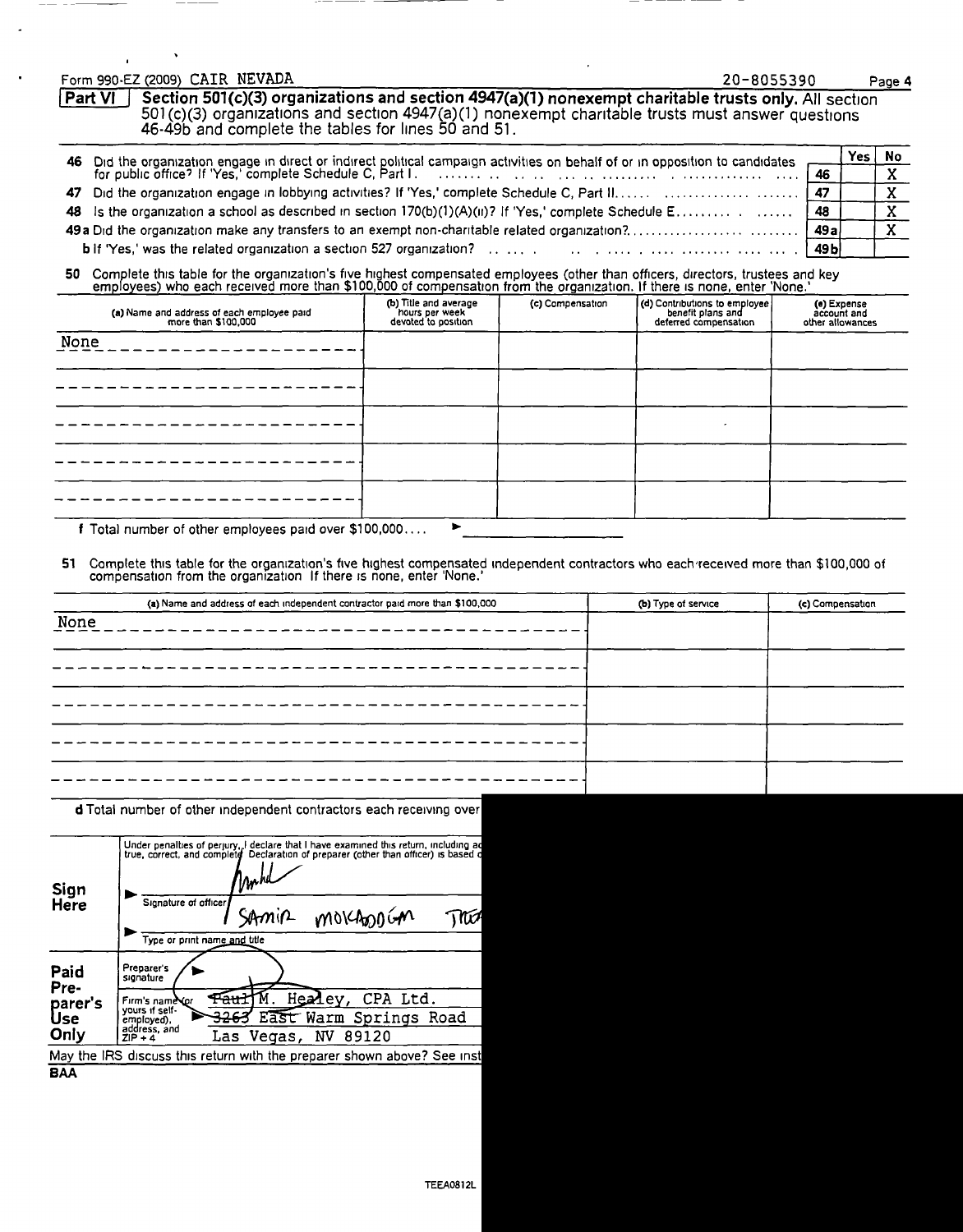Form 990-EZ (2009) CAIR NEVADA 20-8055390 Page 4

**Part VI** **Section 501(c)(3) organizations and section 4947(a)(1) nonexempt charitable trusts only.** All section 501(c)(3) organizations and section 4947(a)(1) nonexempt charitable trusts must answer questions 46-49b and complete the tables for lines 50 and 51.

| | | | Yes | No |
|---|---|---|---|---|
| 46 | Did the organization engage in direct or indirect political campaign activities on behalf of or in opposition to candidates for public office? If 'Yes,' complete Schedule C, Part I. | 46 | | X |
| 47 | Did the organization engage in lobbying activities? If 'Yes,' complete Schedule C, Part II | 47 | | X |
| 48 | Is the organization a school as described in section 170(b)(1)(A)(ii)? If 'Yes,' complete Schedule E | 48 | | X |
| 49a | Did the organization make any transfers to an exempt non-charitable related organization? | 49a | | X |
| b | If 'Yes,' was the related organization a section 527 organization? | 49b | | |

**50** Complete this table for the organization's five highest compensated employees (other than officers, directors, trustees and key employees) who each received more than $100,000 of compensation from the organization. If there is none, enter 'None.'

| (a) Name and address of each employee paid more than $100,000 | (b) Title and average hours per week devoted to position | (c) Compensation | (d) Contributions to employee benefit plans and deferred compensation | (e) Expense account and other allowances |
|---|---|---|---|---|
| None | | | | |
| | | | | |
| | | | | |
| | | | | |
| | | | | |

**f** Total number of other employees paid over $100,000 ►

**51** Complete this table for the organization's five highest compensated independent contractors who each received more than $100,000 of compensation from the organization. If there is none, enter 'None.'

| (a) Name and address of each independent contractor paid more than $100,000 | (b) Type of service | (c) Compensation |
|---|---|---|
| None | | |
| | | |
| | | |
| | | |
| | | |

**d** Total number of other independent contractors each receiving over

**Sign Here**

Under penalties of perjury, I declare that I have examined this return, including ac true, correct, and complete. Declaration of preparer (other than officer) is based c

► Signature of officer

► SAMIR MOKADDAM TREA

Type or print name and title

**Paid Preparer's Use Only**

Preparer's signature ►

Firm's name (or yours if self-employed), address, and ZIP + 4 ► Paul M. Healey, CPA Ltd.
3263 East Warm Springs Road
Las Vegas, NV 89120

May the IRS discuss this return with the preparer shown above? See inst

BAA

TEEA0812L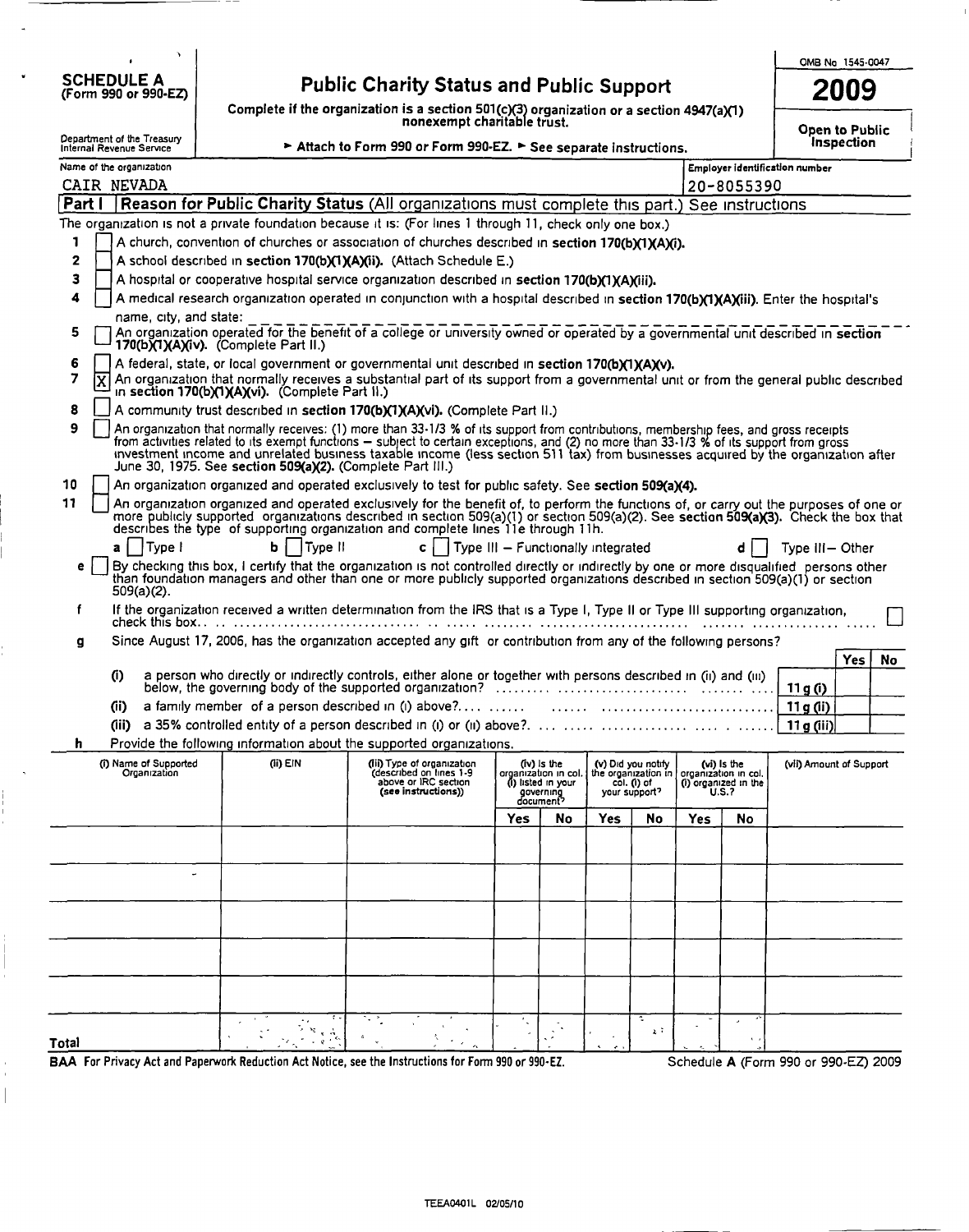**SCHEDULE A** (Form 990 or 990-EZ)

Department of the Treasury
Internal Revenue Service

# Public Charity Status and Public Support

**Complete if the organization is a section 501(c)(3) organization or a section 4947(a)(1) nonexempt charitable trust.**

► **Attach to Form 990 or Form 990-EZ.** ► **See separate instructions.**

OMB No 1545-0047

**2009**

**Open to Public Inspection**

Name of the organization: CAIR NEVADA

Employer identification number: 20-8055390

## Part I Reason for Public Charity Status (All organizations must complete this part.) See instructions

The organization is not a private foundation because it is: (For lines 1 through 11, check only one box.)

1. [ ] A church, convention of churches or association of churches described in **section 170(b)(1)(A)(i).**
2. [ ] A school described in **section 170(b)(1)(A)(ii).** (Attach Schedule E.)
3. [ ] A hospital or cooperative hospital service organization described in **section 170(b)(1)(A)(iii).**
4. [ ] A medical research organization operated in conjunction with a hospital described in **section 170(b)(1)(A)(iii).** Enter the hospital's name, city, and state: ______
5. [ ] An organization operated for the benefit of a college or university owned or operated by a governmental unit described in **section 170(b)(1)(A)(iv).** (Complete Part II.)
6. [ ] A federal, state, or local government or governmental unit described in **section 170(b)(1)(A)(v).**
7. [X] An organization that normally receives a substantial part of its support from a governmental unit or from the general public described in **section 170(b)(1)(A)(vi).** (Complete Part II.)
8. [ ] A community trust described in **section 170(b)(1)(A)(vi).** (Complete Part II.)
9. [ ] An organization that normally receives: (1) more than 33-1/3 % of its support from contributions, membership fees, and gross receipts from activities related to its exempt functions – subject to certain exceptions, and (2) no more than 33-1/3 % of its support from gross investment income and unrelated business taxable income (less section 511 tax) from businesses acquired by the organization after June 30, 1975. See **section 509(a)(2).** (Complete Part III.)
10. [ ] An organization organized and operated exclusively to test for public safety. See **section 509(a)(4).**
11. [ ] An organization organized and operated exclusively for the benefit of, to perform the functions of, or carry out the purposes of one or more publicly supported organizations described in section 509(a)(1) or section 509(a)(2). See **section 509(a)(3).** Check the box that describes the type of supporting organization and complete lines 11e through 11h.

   **a** [ ] Type I  **b** [ ] Type II  **c** [ ] Type III – Functionally integrated  **d** [ ] Type III – Other

   **e** [ ] By checking this box, I certify that the organization is not controlled directly or indirectly by one or more disqualified persons other than foundation managers and other than one or more publicly supported organizations described in section 509(a)(1) or section 509(a)(2).

   **f** If the organization received a written determination from the IRS that is a Type I, Type II or Type III supporting organization, check this box [ ]

   **g** Since August 17, 2006, has the organization accepted any gift or contribution from any of the following persons?

| | | Yes | No |
|---|---|---|---|
| (i) a person who directly or indirectly controls, either alone or together with persons described in (ii) and (iii) below, the governing body of the supported organization? | 11 g (i) | | |
| (ii) a family member of a person described in (i) above? | 11 g (ii) | | |
| (iii) a 35% controlled entity of a person described in (i) or (ii) above? | 11 g (iii) | | |

   **h** Provide the following information about the supported organizations.

| (i) Name of Supported Organization | (ii) EIN | (iii) Type of organization (described on lines 1-9 above or IRC section (see instructions)) | (iv) Is the organization in col. (i) listed in your governing document? | | (v) Did you notify the organization in col. (i) of your support? | | (vi) Is the organization in col. (i) organized in the U.S.? | | (vii) Amount of Support |
|---|---|---|---|---|---|---|---|---|---|
| | | | Yes | No | Yes | No | Yes | No | |
| | | | | | | | | | |
| | | | | | | | | | |
| | | | | | | | | | |
| | | | | | | | | | |
| | | | | | | | | | |
| | | | | | | | | | |
| **Total** | | | | | | | | | |

BAA For Privacy Act and Paperwork Reduction Act Notice, see the Instructions for Form 990 or 990-EZ.

Schedule A (Form 990 or 990-EZ) 2009

TEEA0401L 02/05/10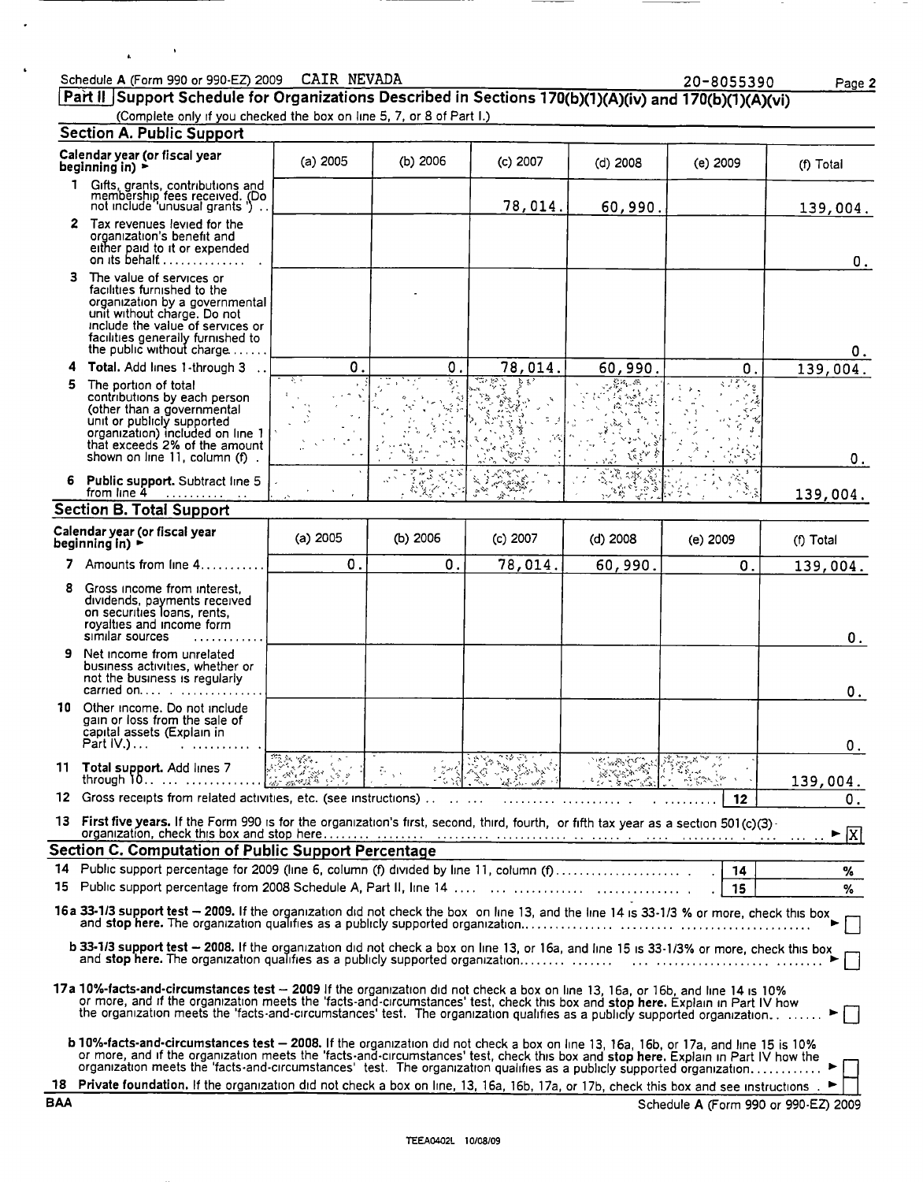Schedule A (Form 990 or 990-EZ) 2009 CAIR NEVADA 20-8055390 Page 2

## Part II Support Schedule for Organizations Described in Sections 170(b)(1)(A)(iv) and 170(b)(1)(A)(vi)

(Complete only if you checked the box on line 5, 7, or 8 of Part I.)

### Section A. Public Support

| Calendar year (or fiscal year beginning in) ► | (a) 2005 | (b) 2006 | (c) 2007 | (d) 2008 | (e) 2009 | (f) Total |
|---|---|---|---|---|---|---|
| 1 Gifts, grants, contributions and membership fees received. (Do not include 'unusual grants') | | | 78,014. | 60,990. | | 139,004. |
| 2 Tax revenues levied for the organization's benefit and either paid to it or expended on its behalf | | | | | | 0. |
| 3 The value of services or facilities furnished to the organization by a governmental unit without charge. Do not include the value of services or facilities generally furnished to the public without charge | | | | | | 0. |
| 4 Total. Add lines 1 through 3 | 0. | 0. | 78,014. | 60,990. | 0. | 139,004. |
| 5 The portion of total contributions by each person (other than a governmental unit or publicly supported organization) included on line 1 that exceeds 2% of the amount shown on line 11, column (f) | | | | | | 0. |
| 6 Public support. Subtract line 5 from line 4 | | | | | | 139,004. |

### Section B. Total Support

| Calendar year (or fiscal year beginning in) ► | (a) 2005 | (b) 2006 | (c) 2007 | (d) 2008 | (e) 2009 | (f) Total |
|---|---|---|---|---|---|---|
| 7 Amounts from line 4 | 0. | 0. | 78,014. | 60,990. | 0. | 139,004. |
| 8 Gross income from interest, dividends, payments received on securities loans, rents, royalties and income form similar sources | | | | | | 0. |
| 9 Net income from unrelated business activities, whether or not the business is regularly carried on | | | | | | 0. |
| 10 Other income. Do not include gain or loss from the sale of capital assets (Explain in Part IV.) | | | | | | 0. |
| 11 Total support. Add lines 7 through 10 | | | | | | 139,004. |

12 Gross receipts from related activities, etc. (see instructions) 12 | 0.

13 **First five years.** If the Form 990 is for the organization's first, second, third, fourth, or fifth tax year as a section 501(c)(3) organization, check this box and stop here ► [X]

### Section C. Computation of Public Support Percentage

14 Public support percentage for 2009 (line 6, column (f) divided by line 11, column (f)) 14 | %

15 Public support percentage from 2008 Schedule A, Part II, line 14 15 | %

16a **33-1/3 support test – 2009.** If the organization did not check the box on line 13, and the line 14 is 33-1/3 % or more, check this box and **stop here.** The organization qualifies as a publicly supported organization ► [ ]

b **33-1/3 support test – 2008.** If the organization did not check a box on line 13, or 16a, and line 15 is 33-1/3% or more, check this box and **stop here.** The organization qualifies as a publicly supported organization ► [ ]

17a **10%-facts-and-circumstances test – 2009** If the organization did not check a box on line 13, 16a, or 16b, and line 14 is 10% or more, and if the organization meets the 'facts-and-circumstances' test, check this box and **stop here.** Explain in Part IV how the organization meets the 'facts-and-circumstances' test. The organization qualifies as a publicly supported organization ► [ ]

b **10%-facts-and-circumstances test – 2008.** If the organization did not check a box on line 13, 16a, 16b, or 17a, and line 15 is 10% or more, and if the organization meets the 'facts-and-circumstances' test, check this box and **stop here.** Explain in Part IV how the organization meets the 'facts-and-circumstances' test. The organization qualifies as a publicly supported organization ► [ ]

18 **Private foundation.** If the organization did not check a box on line, 13, 16a, 16b, 17a, or 17b, check this box and see instructions ► [ ]

BAA Schedule A (Form 990 or 990-EZ) 2009

TEEA0402L 10/08/09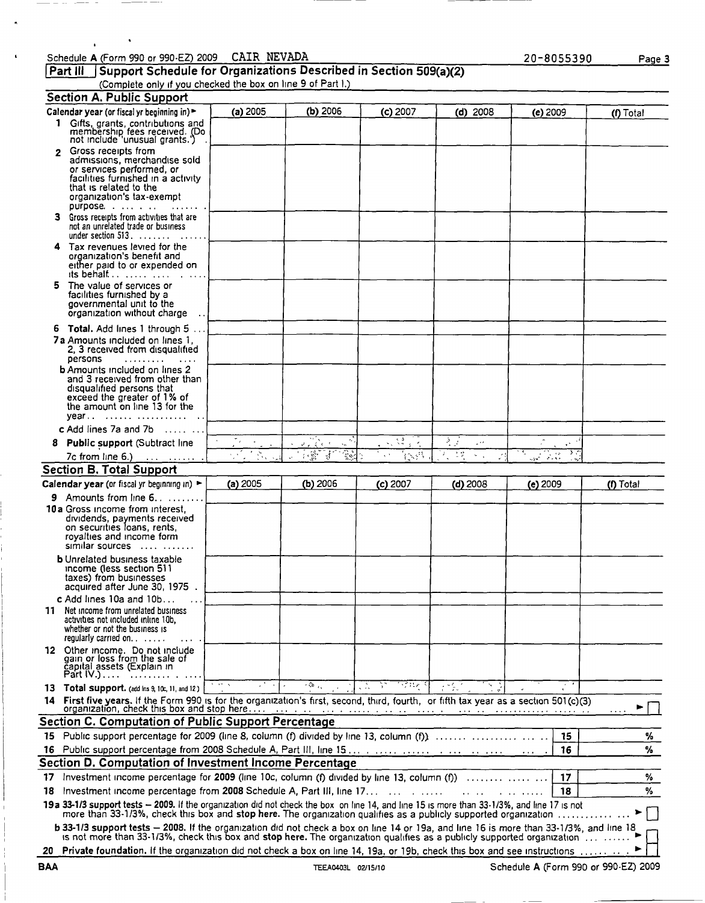Schedule A (Form 990 or 990-EZ) 2009 CAIR NEVADA 20-8055390

## Part III Support Schedule for Organizations Described in Section 509(a)(2)

(Complete only if you checked the box on line 9 of Part I.)

### Section A. Public Support

| Calendar year (or fiscal yr beginning in) ► | (a) 2005 | (b) 2006 | (c) 2007 | (d) 2008 | (e) 2009 | (f) Total |
|---|---|---|---|---|---|---|
| 1 Gifts, grants, contributions and membership fees received. (Do not include 'unusual grants.') | | | | | | |
| 2 Gross receipts from admissions, merchandise sold or services performed, or facilities furnished in a activity that is related to the organization's tax-exempt purpose | | | | | | |
| 3 Gross receipts from activities that are not an unrelated trade or business under section 513 | | | | | | |
| 4 Tax revenues levied for the organization's benefit and either paid to or expended on its behalf | | | | | | |
| 5 The value of services or facilities furnished by a governmental unit to the organization without charge | | | | | | |
| 6 **Total.** Add lines 1 through 5 | | | | | | |
| 7a Amounts included on lines 1, 2, 3 received from disqualified persons | | | | | | |
| b Amounts included on lines 2 and 3 received from other than disqualified persons that exceed the greater of 1% of the amount on line 13 for the year | | | | | | |
| c Add lines 7a and 7b | | | | | | |
| 8 **Public support** (Subtract line 7c from line 6.) | | | | | | |

### Section B. Total Support

| Calendar year (or fiscal yr beginning in) ► | (a) 2005 | (b) 2006 | (c) 2007 | (d) 2008 | (e) 2009 | (f) Total |
|---|---|---|---|---|---|---|
| 9 Amounts from line 6 | | | | | | |
| 10a Gross income from interest, dividends, payments received on securities loans, rents, royalties and income form similar sources | | | | | | |
| b Unrelated business taxable income (less section 511 taxes) from businesses acquired after June 30, 1975 | | | | | | |
| c Add lines 10a and 10b | | | | | | |
| 11 Net income from unrelated business activities not included inline 10b, whether or not the business is regularly carried on | | | | | | |
| 12 Other income. Do not include gain or loss from the sale of capital assets (Explain in Part IV.) | | | | | | |
| 13 **Total support.** (add lns 9, 10c, 11, and 12) | | | | | | |

14 **First five years.** If the Form 990 is for the organization's first, second, third, fourth, or fifth tax year as a section 501(c)(3) organization, check this box and stop here ► ☐

### Section C. Computation of Public Support Percentage

| | | |
|---|---|---|
| 15 Public support percentage for 2009 (line 8, column (f) divided by line 13, column (f)) | 15 | % |
| 16 Public support percentage from 2008 Schedule A, Part III, line 15 | 16 | % |

### Section D. Computation of Investment Income Percentage

| | | |
|---|---|---|
| 17 Investment income percentage for **2009** (line 10c, column (f) divided by line 13, column (f)) | 17 | % |
| 18 Investment income percentage from **2008** Schedule A, Part III, line 17 | 18 | % |

19a **33-1/3 support tests – 2009.** If the organization did not check the box on line 14, and line 15 is more than 33-1/3%, and line 17 is not more than 33-1/3%, check this box and **stop here.** The organization qualifies as a publicly supported organization ► ☐

b **33-1/3 support tests – 2008.** If the organization did not check a box on line 14 or 19a, and line 16 is more than 33-1/3%, and line 18 is not more than 33-1/3%, check this box and **stop here.** The organization qualifies as a publicly supported organization ► ☐

20 **Private foundation.** If the organization did not check a box on line 14, 19a, or 19b, check this box and see instructions ► ☐

BAA TEEA0403L 02/15/10 Schedule A (Form 990 or 990-EZ) 2009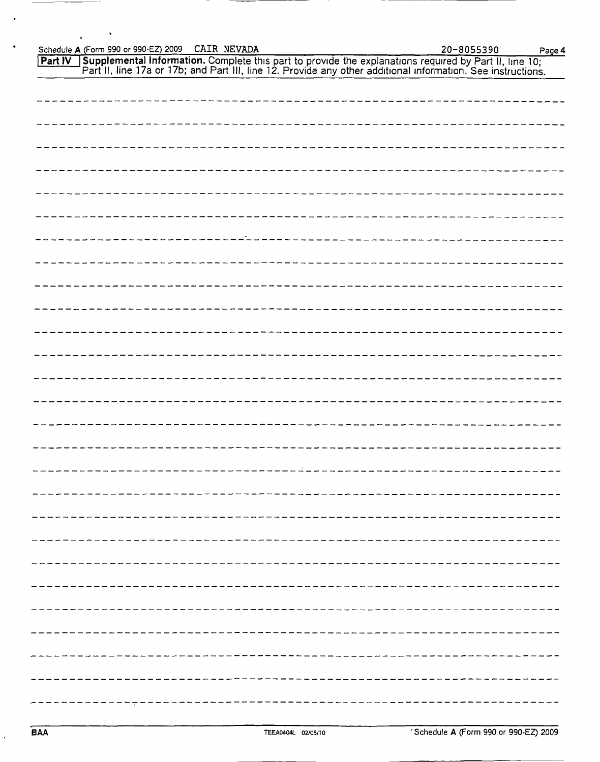Schedule A (Form 990 or 990-EZ) 2009 CAIR NEVADA 20-8055390 Page 4

**Part IV** **Supplemental Information.** Complete this part to provide the explanations required by Part II, line 10; Part II, line 17a or 17b; and Part III, line 12. Provide any other additional information. See instructions.

BAA TEEA0404L 02/05/10 Schedule A (Form 990 or 990-EZ) 2009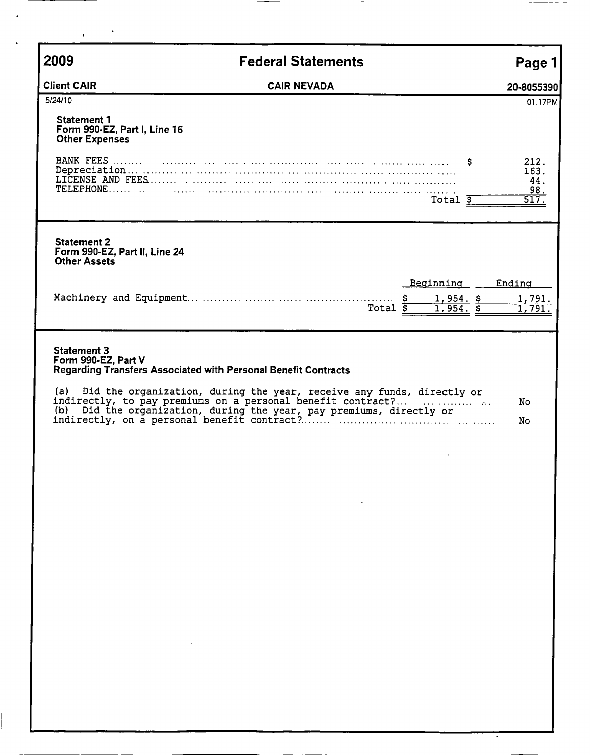# 2009 Federal Statements

**Client CAIR** | **CAIR NEVADA** | **20-8055390**

5/24/10 | 01.17PM

### Statement 1
**Form 990-EZ, Part I, Line 16**
**Other Expenses**

| | | |
|---|---|---|
| BANK FEES | $ | 212. |
| Depreciation | | 163. |
| LICENSE AND FEES | | 44. |
| TELEPHONE | | 98. |
| Total | $ | 517. |

### Statement 2
**Form 990-EZ, Part II, Line 24**
**Other Assets**

| | Beginning | Ending |
|---|---|---|
| Machinery and Equipment | $ 1,954. | $ 1,791. |
| Total | $ 1,954. | $ 1,791. |

### Statement 3
**Form 990-EZ, Part V**
**Regarding Transfers Associated with Personal Benefit Contracts**

| | |
|---|---|
| (a) Did the organization, during the year, receive any funds, directly or indirectly, to pay premiums on a personal benefit contract? | No |
| (b) Did the organization, during the year, pay premiums, directly or indirectly, on a personal benefit contract? | No |